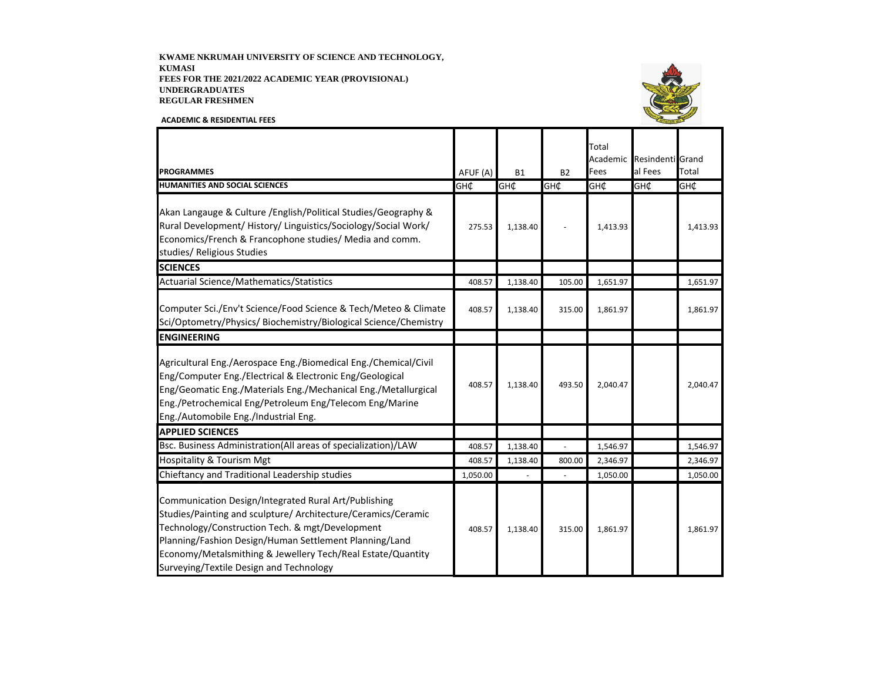**KWAME NKRUMAH UNIVERSITY OF SCIENCE AND TECHNOLOGY, KUMASI**
**FEES FOR THE 2021/2022 ACADEMIC YEAR (PROVISIONAL)**
**UNDERGRADUATES**
**REGULAR FRESHMEN**

**ACADEMIC & RESIDENTIAL FEES**

| PROGRAMMES | AFUF (A) | B1 | B2 | Total Academic Fees | Resindential Fees | Grand Total |
|---|---|---|---|---|---|---|
| **HUMANITIES AND SOCIAL SCIENCES** | GH₵ | GH₵ | GH₵ | GH₵ | GH₵ | GH₵ |
| Akan Langauge & Culture /English/Political Studies/Geography & Rural Development/ History/ Linguistics/Sociology/Social Work/ Economics/French & Francophone studies/ Media and comm. studies/ Religious Studies | 275.53 | 1,138.40 | - | 1,413.93 | | 1,413.93 |
| **SCIENCES** | | | | | | |
| Actuarial Science/Mathematics/Statistics | 408.57 | 1,138.40 | 105.00 | 1,651.97 | | 1,651.97 |
| Computer Sci./Env't Science/Food Science & Tech/Meteo & Climate Sci/Optometry/Physics/ Biochemistry/Biological Science/Chemistry | 408.57 | 1,138.40 | 315.00 | 1,861.97 | | 1,861.97 |
| **ENGINEERING** | | | | | | |
| Agricultural Eng./Aerospace Eng./Biomedical Eng./Chemical/Civil Eng/Computer Eng./Electrical & Electronic Eng/Geological Eng/Geomatic Eng./Materials Eng./Mechanical Eng./Metallurgical Eng./Petrochemical Eng/Petroleum Eng/Telecom Eng/Marine Eng./Automobile Eng./Industrial Eng. | 408.57 | 1,138.40 | 493.50 | 2,040.47 | | 2,040.47 |
| **APPLIED SCIENCES** | | | | | | |
| Bsc. Business Administration(All areas of specialization)/LAW | 408.57 | 1,138.40 | - | 1,546.97 | | 1,546.97 |
| Hospitality & Tourism Mgt | 408.57 | 1,138.40 | 800.00 | 2,346.97 | | 2,346.97 |
| Chieftancy and Traditional Leadership studies | 1,050.00 | - | - | 1,050.00 | | 1,050.00 |
| Communication Design/Integrated Rural Art/Publishing Studies/Painting and sculpture/ Architecture/Ceramics/Ceramic Technology/Construction Tech. & mgt/Development Planning/Fashion Design/Human Settlement Planning/Land Economy/Metalsmithing & Jewellery Tech/Real Estate/Quantity Surveying/Textile Design and Technology | 408.57 | 1,138.40 | 315.00 | 1,861.97 | | 1,861.97 |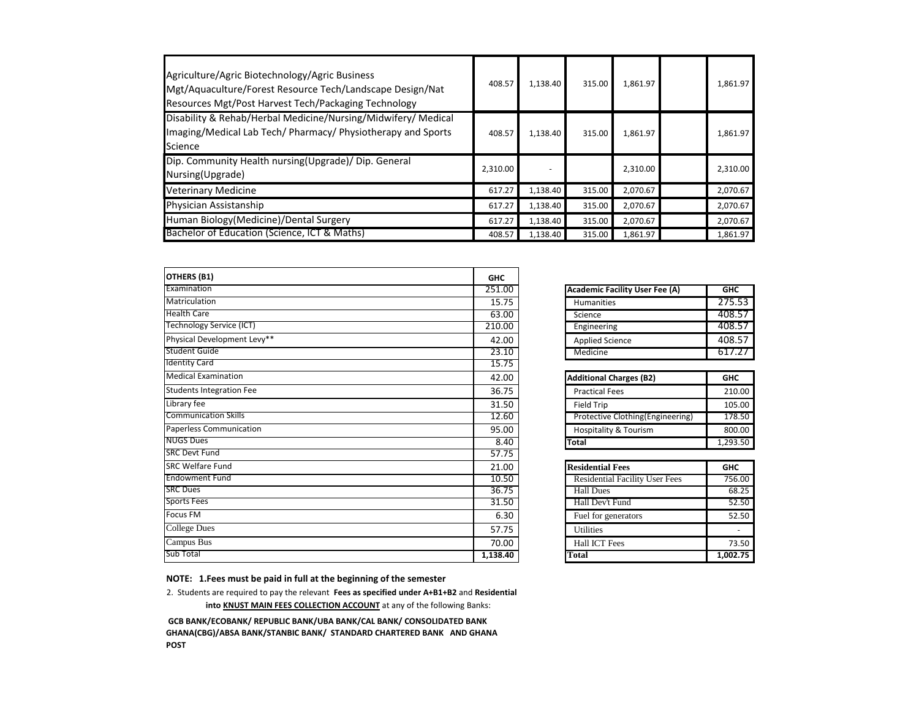| | | | | | | |
|---|---|---|---|---|---|---|
| Agriculture/Agric Biotechnology/Agric Business Mgt/Aquaculture/Forest Resource Tech/Landscape Design/Nat Resources Mgt/Post Harvest Tech/Packaging Technology | 408.57 | 1,138.40 | 315.00 | 1,861.97 | | 1,861.97 |
| Disability & Rehab/Herbal Medicine/Nursing/Midwifery/ Medical Imaging/Medical Lab Tech/ Pharmacy/ Physiotherapy and Sports Science | 408.57 | 1,138.40 | 315.00 | 1,861.97 | | 1,861.97 |
| Dip. Community Health nursing(Upgrade)/ Dip. General Nursing(Upgrade) | 2,310.00 | - | | 2,310.00 | | 2,310.00 |
| Veterinary Medicine | 617.27 | 1,138.40 | 315.00 | 2,070.67 | | 2,070.67 |
| Physician Assistanship | 617.27 | 1,138.40 | 315.00 | 2,070.67 | | 2,070.67 |
| Human Biology(Medicine)/Dental Surgery | 617.27 | 1,138.40 | 315.00 | 2,070.67 | | 2,070.67 |
| Bachelor of Education (Science, ICT & Maths) | 408.57 | 1,138.40 | 315.00 | 1,861.97 | | 1,861.97 |

| **OTHERS (B1)** | **GHC** |
|---|---|
| Examination | 251.00 |
| Matriculation | 15.75 |
| Health Care | 63.00 |
| Technology Service (ICT) | 210.00 |
| Physical Development Levy** | 42.00 |
| Student Guide | 23.10 |
| Identity Card | 15.75 |
| Medical Examination | 42.00 |
| Students Integration Fee | 36.75 |
| Library fee | 31.50 |
| Communication Skills | 12.60 |
| Paperless Communication | 95.00 |
| NUGS Dues | 8.40 |
| SRC Devt Fund | 57.75 |
| SRC Welfare Fund | 21.00 |
| Endowment Fund | 10.50 |
| SRC Dues | 36.75 |
| Sports Fees | 31.50 |
| Focus FM | 6.30 |
| College Dues | 57.75 |
| Campus Bus | 70.00 |
| Sub Total | **1,138.40** |

| **Academic Facility User Fee (A)** | **GHC** |
|---|---|
| Humanities | 275.53 |
| Science | 408.57 |
| Engineering | 408.57 |
| Applied Science | 408.57 |
| Medicine | 617.27 |

| **Additional Charges (B2)** | **GHC** |
|---|---|
| Practical Fees | 210.00 |
| Field Trip | 105.00 |
| Protective Clothing(Engineering) | 178.50 |
| Hospitality & Tourism | 800.00 |
| **Total** | 1,293.50 |

| **Residential Fees** | **GHC** |
|---|---|
| Residential Facility User Fees | 756.00 |
| Hall Dues | 68.25 |
| Hall Dev't Fund | 52.50 |
| Fuel for generators | 52.50 |
| Utilities | - |
| Hall ICT Fees | 73.50 |
| **Total** | **1,002.75** |

**NOTE: 1.Fees must be paid in full at the beginning of the semester**

2. Students are required to pay the relevant **Fees as specified under A+B1+B2** and **Residential into KNUST MAIN FEES COLLECTION ACCOUNT** at any of the following Banks:

**GCB BANK/ECOBANK/ REPUBLIC BANK/UBA BANK/CAL BANK/ CONSOLIDATED BANK GHANA(CBG)/ABSA BANK/STANBIC BANK/ STANDARD CHARTERED BANK AND GHANA POST**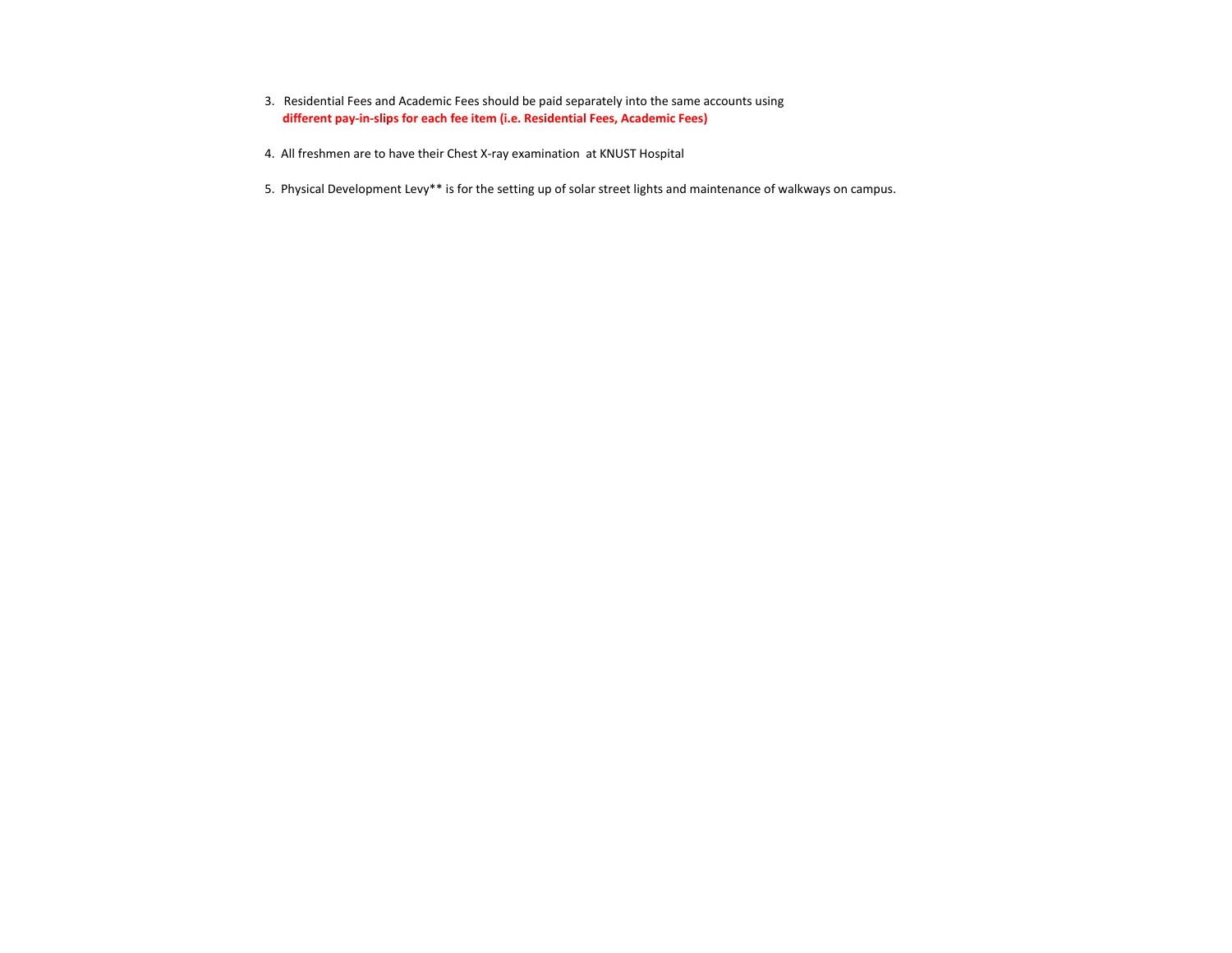3. Residential Fees and Academic Fees should be paid separately into the same accounts using **different pay-in-slips for each fee item (i.e. Residential Fees, Academic Fees)**

4. All freshmen are to have their Chest X-ray examination at KNUST Hospital

5. Physical Development Levy** is for the setting up of solar street lights and maintenance of walkways on campus.